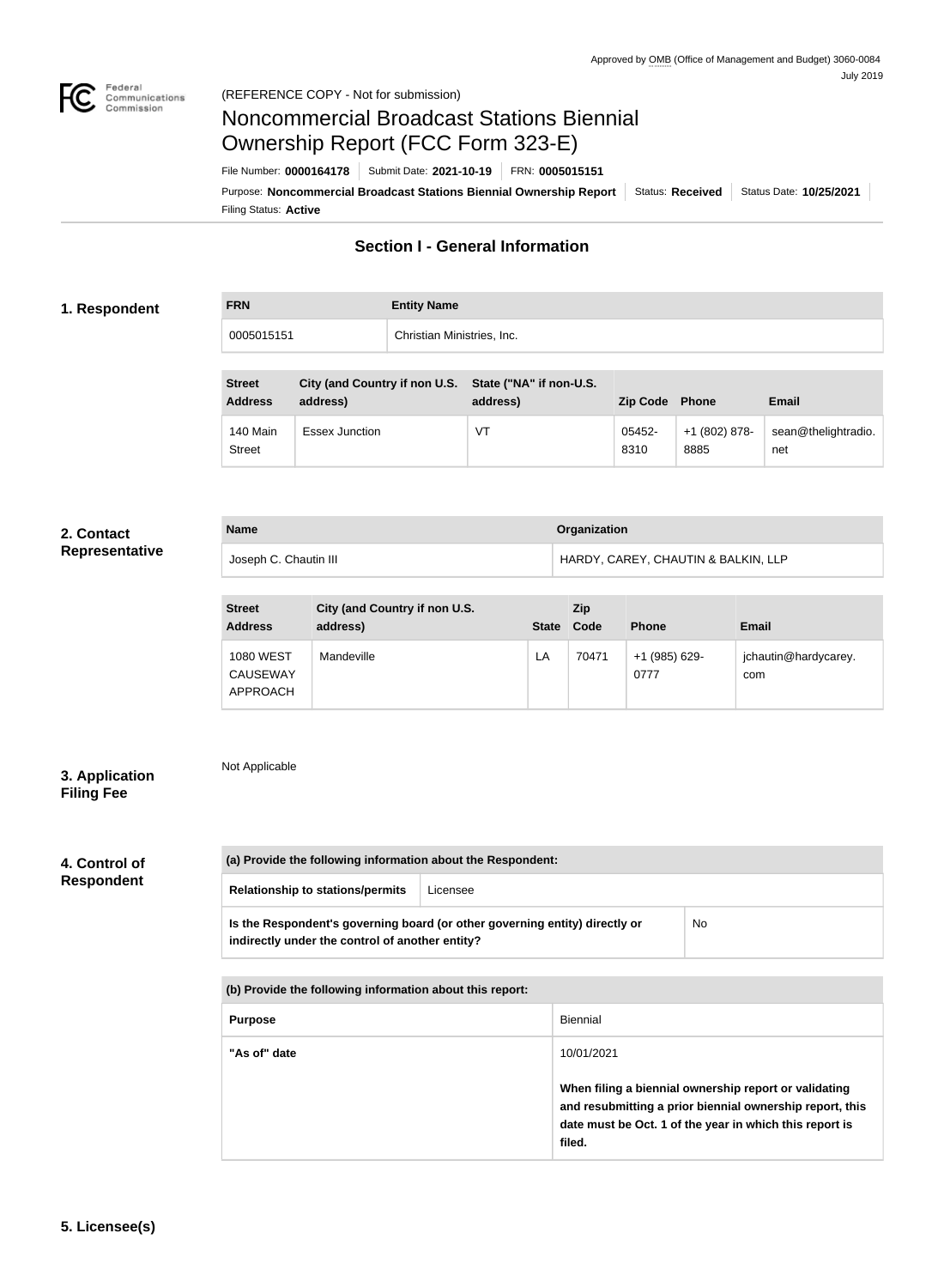Approved by OMB (Office of Management and Budget) 3060-0084
July 2019

Federal Communications Commission

(REFERENCE COPY - Not for submission)

# Noncommercial Broadcast Stations Biennial Ownership Report (FCC Form 323-E)

File Number: **0000164178** | Submit Date: **2021-10-19** | FRN: **0005015151**

Purpose: **Noncommercial Broadcast Stations Biennial Ownership Report** | Status: **Received** | Status Date: **10/25/2021**

Filing Status: **Active**

## Section I - General Information

### 1. Respondent

| FRN | Entity Name |
| --- | --- |
| 0005015151 | Christian Ministries, Inc. |

| Street Address | City (and Country if non U.S. address) | State ("NA" if non-U.S. address) | Zip Code | Phone | Email |
| --- | --- | --- | --- | --- | --- |
| 140 Main Street | Essex Junction | VT | 05452-8310 | +1 (802) 878-8885 | sean@thelightradio.net |

### 2. Contact Representative

| Name | Organization |
| --- | --- |
| Joseph C. Chautin III | HARDY, CAREY, CHAUTIN & BALKIN, LLP |

| Street Address | City (and Country if non U.S. address) | State | Zip Code | Phone | Email |
| --- | --- | --- | --- | --- | --- |
| 1080 WEST CAUSEWAY APPROACH | Mandeville | LA | 70471 | +1 (985) 629-0777 | jchautin@hardycarey.com |

### 3. Application Filing Fee

Not Applicable

### 4. Control of Respondent

| (a) Provide the following information about the Respondent: | |
| --- | --- |
| Relationship to stations/permits | Licensee |
| Is the Respondent's governing board (or other governing entity) directly or indirectly under the control of another entity? | No |

| (b) Provide the following information about this report: | |
| --- | --- |
| Purpose | Biennial |
| "As of" date | 10/01/2021<br><br>**When filing a biennial ownership report or validating and resubmitting a prior biennial ownership report, this date must be Oct. 1 of the year in which this report is filed.** |

### 5. Licensee(s)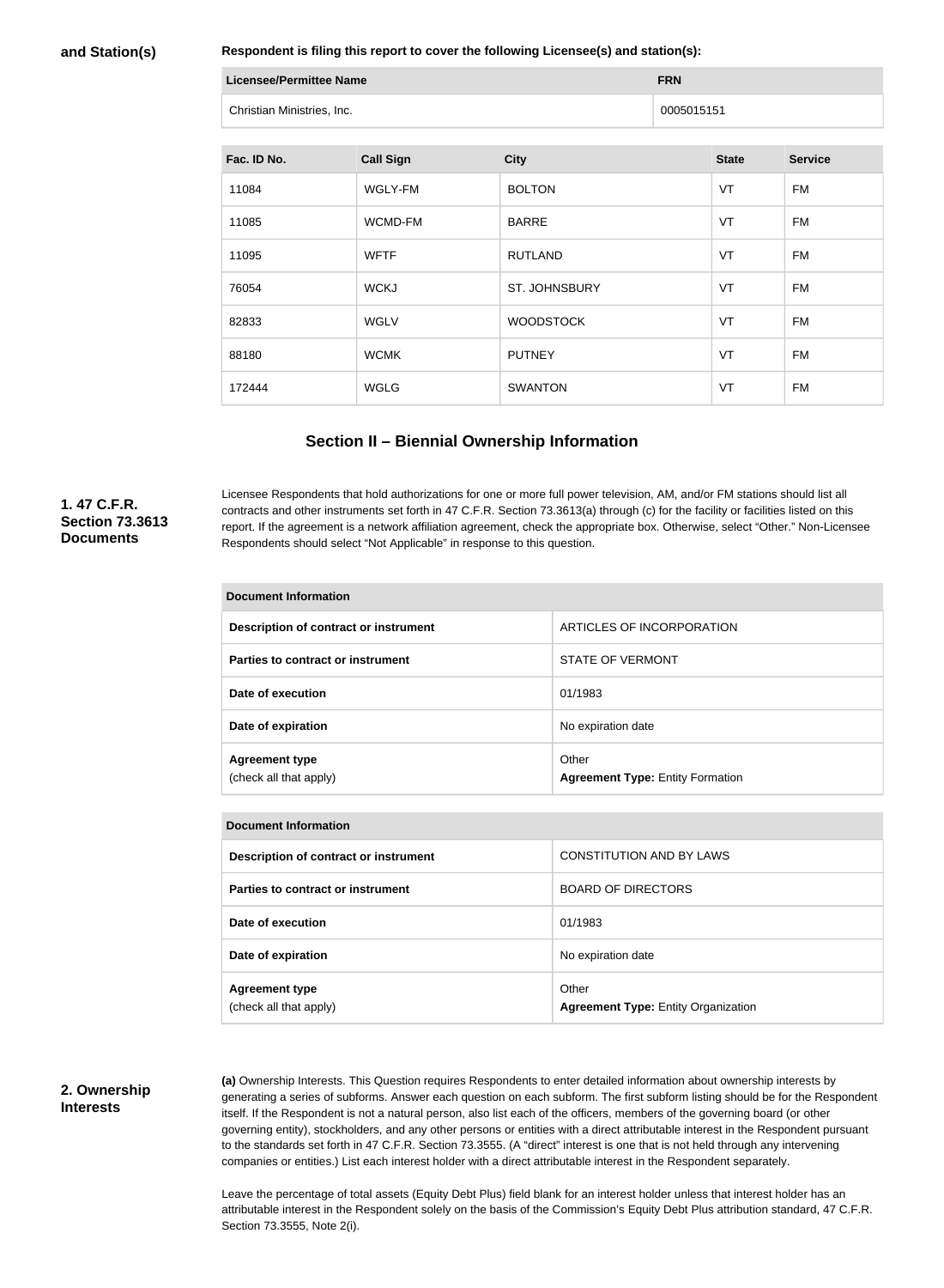**and Station(s)**

**Respondent is filing this report to cover the following Licensee(s) and station(s):**

| Licensee/Permittee Name | FRN |
|---|---|
| Christian Ministries, Inc. | 0005015151 |

| Fac. ID No. | Call Sign | City | State | Service |
|---|---|---|---|---|
| 11084 | WGLY-FM | BOLTON | VT | FM |
| 11085 | WCMD-FM | BARRE | VT | FM |
| 11095 | WFTF | RUTLAND | VT | FM |
| 76054 | WCKJ | ST. JOHNSBURY | VT | FM |
| 82833 | WGLV | WOODSTOCK | VT | FM |
| 88180 | WCMK | PUTNEY | VT | FM |
| 172444 | WGLG | SWANTON | VT | FM |

## Section II – Biennial Ownership Information

**1. 47 C.F.R. Section 73.3613 Documents**

Licensee Respondents that hold authorizations for one or more full power television, AM, and/or FM stations should list all contracts and other instruments set forth in 47 C.F.R. Section 73.3613(a) through (c) for the facility or facilities listed on this report. If the agreement is a network affiliation agreement, check the appropriate box. Otherwise, select "Other." Non-Licensee Respondents should select "Not Applicable" in response to this question.

| Document Information | |
|---|---|
| Description of contract or instrument | ARTICLES OF INCORPORATION |
| Parties to contract or instrument | STATE OF VERMONT |
| Date of execution | 01/1983 |
| Date of expiration | No expiration date |
| Agreement type (check all that apply) | Other **Agreement Type:** Entity Formation |

| Document Information | |
|---|---|
| Description of contract or instrument | CONSTITUTION AND BY LAWS |
| Parties to contract or instrument | BOARD OF DIRECTORS |
| Date of execution | 01/1983 |
| Date of expiration | No expiration date |
| Agreement type (check all that apply) | Other **Agreement Type:** Entity Organization |

**2. Ownership Interests**

**(a)** Ownership Interests. This Question requires Respondents to enter detailed information about ownership interests by generating a series of subforms. Answer each question on each subform. The first subform listing should be for the Respondent itself. If the Respondent is not a natural person, also list each of the officers, members of the governing board (or other governing entity), stockholders, and any other persons or entities with a direct attributable interest in the Respondent pursuant to the standards set forth in 47 C.F.R. Section 73.3555. (A "direct" interest is one that is not held through any intervening companies or entities.) List each interest holder with a direct attributable interest in the Respondent separately.

Leave the percentage of total assets (Equity Debt Plus) field blank for an interest holder unless that interest holder has an attributable interest in the Respondent solely on the basis of the Commission's Equity Debt Plus attribution standard, 47 C.F.R. Section 73.3555, Note 2(i).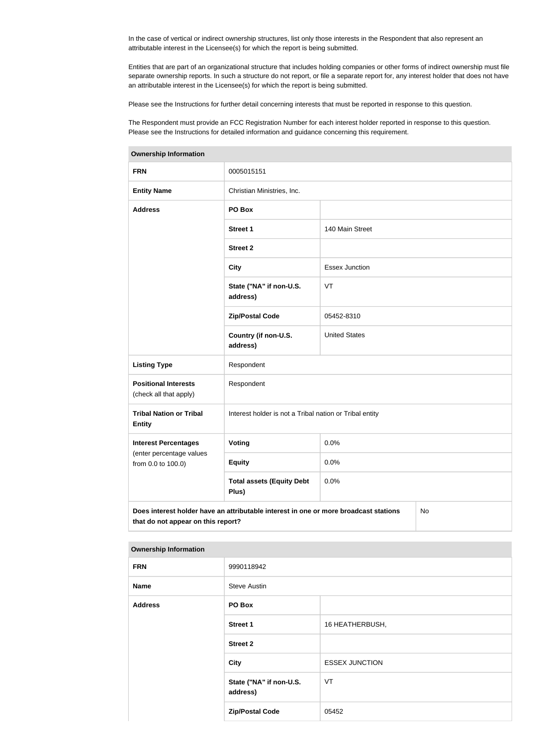In the case of vertical or indirect ownership structures, list only those interests in the Respondent that also represent an attributable interest in the Licensee(s) for which the report is being submitted.

Entities that are part of an organizational structure that includes holding companies or other forms of indirect ownership must file separate ownership reports. In such a structure do not report, or file a separate report for, any interest holder that does not have an attributable interest in the Licensee(s) for which the report is being submitted.

Please see the Instructions for further detail concerning interests that must be reported in response to this question.

The Respondent must provide an FCC Registration Number for each interest holder reported in response to this question. Please see the Instructions for detailed information and guidance concerning this requirement.

| **Ownership Information** | | |
|---|---|---|
| **FRN** | 0005015151 | |
| **Entity Name** | Christian Ministries, Inc. | |
| **Address** | **PO Box** | |
| | **Street 1** | 140 Main Street |
| | **Street 2** | |
| | **City** | Essex Junction |
| | **State ("NA" if non-U.S. address)** | VT |
| | **Zip/Postal Code** | 05452-8310 |
| | **Country (if non-U.S. address)** | United States |
| **Listing Type** | Respondent | |
| **Positional Interests** (check all that apply) | Respondent | |
| **Tribal Nation or Tribal Entity** | Interest holder is not a Tribal nation or Tribal entity | |
| **Interest Percentages** (enter percentage values from 0.0 to 100.0) | **Voting** | 0.0% |
| | **Equity** | 0.0% |
| | **Total assets (Equity Debt Plus)** | 0.0% |
| **Does interest holder have an attributable interest in one or more broadcast stations that do not appear on this report?** | | No |

| **Ownership Information** | | |
|---|---|---|
| **FRN** | 9990118942 | |
| **Name** | Steve Austin | |
| **Address** | **PO Box** | |
| | **Street 1** | 16 HEATHERBUSH, |
| | **Street 2** | |
| | **City** | ESSEX JUNCTION |
| | **State ("NA" if non-U.S. address)** | VT |
| | **Zip/Postal Code** | 05452 |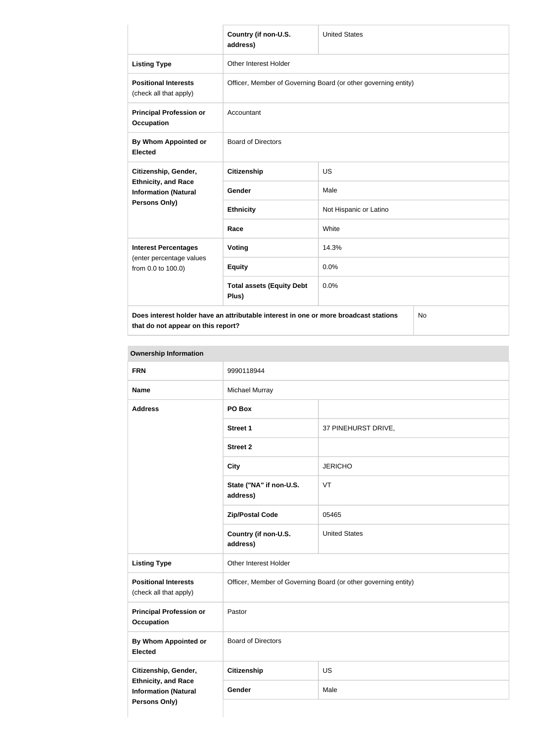| | Country (if non-U.S. address) | United States |
|---|---|---|
| **Listing Type** | Other Interest Holder | |
| **Positional Interests** (check all that apply) | Officer, Member of Governing Board (or other governing entity) | |
| **Principal Profession or Occupation** | Accountant | |
| **By Whom Appointed or Elected** | Board of Directors | |
| **Citizenship, Gender, Ethnicity, and Race Information (Natural Persons Only)** | **Citizenship** | US |
| | **Gender** | Male |
| | **Ethnicity** | Not Hispanic or Latino |
| | **Race** | White |
| **Interest Percentages** (enter percentage values from 0.0 to 100.0) | **Voting** | 14.3% |
| | **Equity** | 0.0% |
| | **Total assets (Equity Debt Plus)** | 0.0% |

| **Does interest holder have an attributable interest in one or more broadcast stations that do not appear on this report?** | No |
|---|---|

**Ownership Information**

| **FRN** | 9990118944 | |
|---|---|---|
| **Name** | Michael Murray | |
| **Address** | **PO Box** | |
| | **Street 1** | 37 PINEHURST DRIVE, |
| | **Street 2** | |
| | **City** | JERICHO |
| | **State ("NA" if non-U.S. address)** | VT |
| | **Zip/Postal Code** | 05465 |
| | **Country (if non-U.S. address)** | United States |
| **Listing Type** | Other Interest Holder | |
| **Positional Interests** (check all that apply) | Officer, Member of Governing Board (or other governing entity) | |
| **Principal Profession or Occupation** | Pastor | |
| **By Whom Appointed or Elected** | Board of Directors | |
| **Citizenship, Gender, Ethnicity, and Race Information (Natural Persons Only)** | **Citizenship** | US |
| | **Gender** | Male |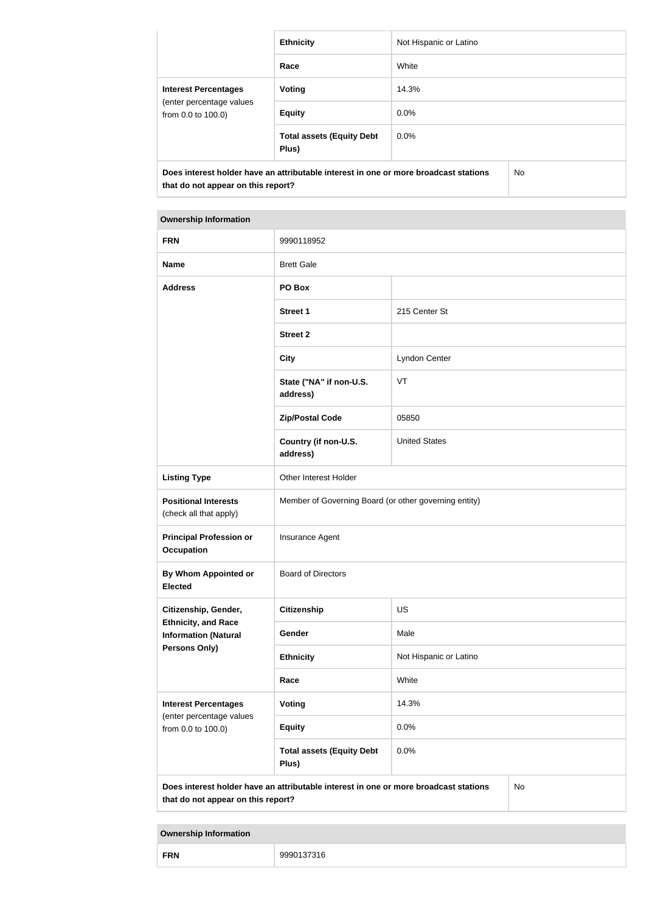| | | |
|---|---|---|
| | **Ethnicity** | Not Hispanic or Latino |
| | **Race** | White |
| **Interest Percentages** (enter percentage values from 0.0 to 100.0) | **Voting** | 14.3% |
| | **Equity** | 0.0% |
| | **Total assets (Equity Debt Plus)** | 0.0% |
| **Does interest holder have an attributable interest in one or more broadcast stations that do not appear on this report?** | | No |

| **Ownership Information** | | |
|---|---|---|
| **FRN** | 9990118952 | |
| **Name** | Brett Gale | |
| **Address** | **PO Box** | |
| | **Street 1** | 215 Center St |
| | **Street 2** | |
| | **City** | Lyndon Center |
| | **State ("NA" if non-U.S. address)** | VT |
| | **Zip/Postal Code** | 05850 |
| | **Country (if non-U.S. address)** | United States |
| **Listing Type** | Other Interest Holder | |
| **Positional Interests** (check all that apply) | Member of Governing Board (or other governing entity) | |
| **Principal Profession or Occupation** | Insurance Agent | |
| **By Whom Appointed or Elected** | Board of Directors | |
| **Citizenship, Gender, Ethnicity, and Race Information (Natural Persons Only)** | **Citizenship** | US |
| | **Gender** | Male |
| | **Ethnicity** | Not Hispanic or Latino |
| | **Race** | White |
| **Interest Percentages** (enter percentage values from 0.0 to 100.0) | **Voting** | 14.3% |
| | **Equity** | 0.0% |
| | **Total assets (Equity Debt Plus)** | 0.0% |
| **Does interest holder have an attributable interest in one or more broadcast stations that do not appear on this report?** | | No |

| **Ownership Information** | |
|---|---|
| **FRN** | 9990137316 |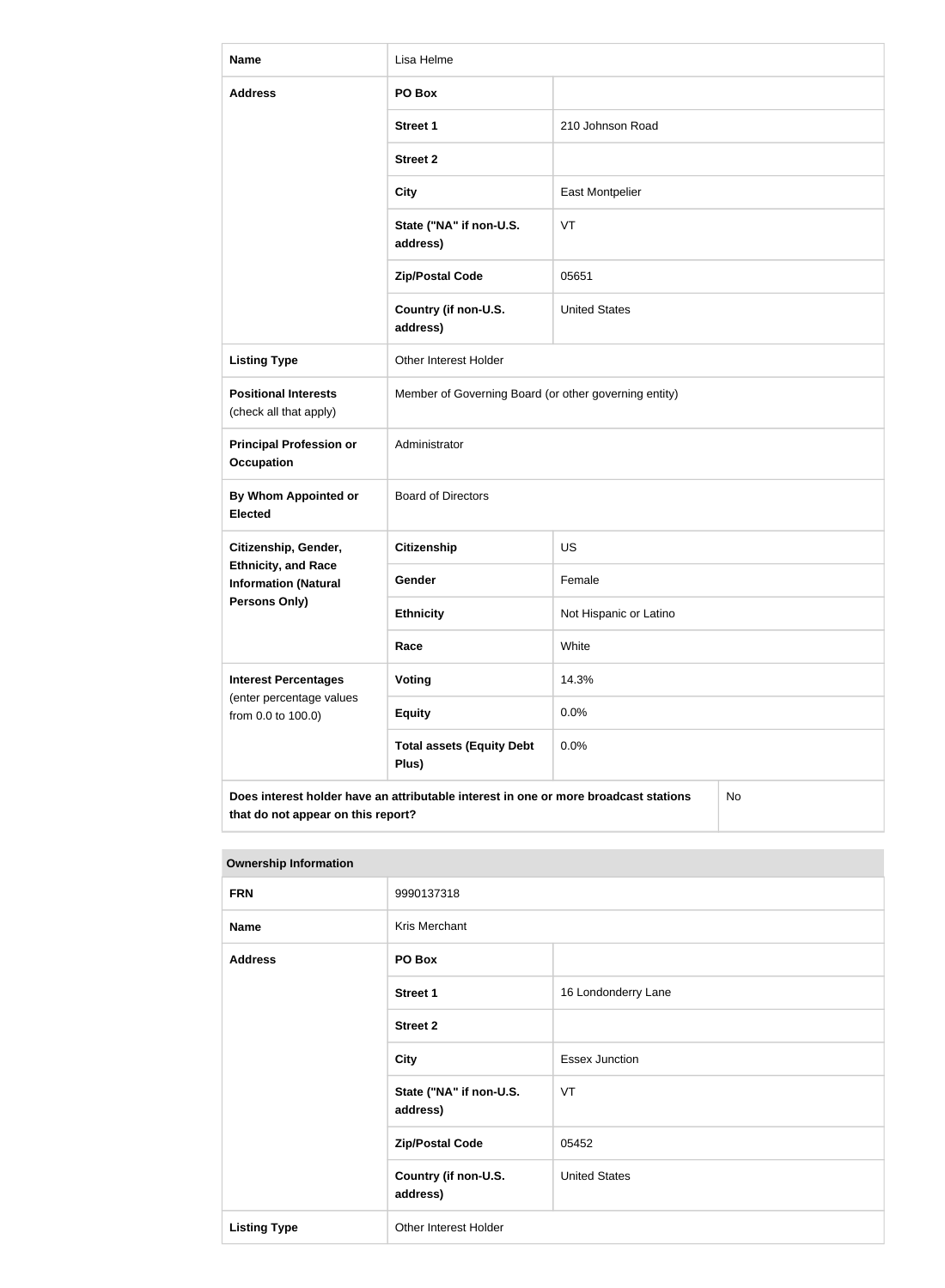| Name | Lisa Helme | |
|---|---|---|
| Address | PO Box | |
| | Street 1 | 210 Johnson Road |
| | Street 2 | |
| | City | East Montpelier |
| | State ("NA" if non-U.S. address) | VT |
| | Zip/Postal Code | 05651 |
| | Country (if non-U.S. address) | United States |
| Listing Type | Other Interest Holder | |
| Positional Interests (check all that apply) | Member of Governing Board (or other governing entity) | |
| Principal Profession or Occupation | Administrator | |
| By Whom Appointed or Elected | Board of Directors | |
| Citizenship, Gender, Ethnicity, and Race Information (Natural Persons Only) | Citizenship | US |
| | Gender | Female |
| | Ethnicity | Not Hispanic or Latino |
| | Race | White |
| Interest Percentages (enter percentage values from 0.0 to 100.0) | Voting | 14.3% |
| | Equity | 0.0% |
| | Total assets (Equity Debt Plus) | 0.0% |
| Does interest holder have an attributable interest in one or more broadcast stations that do not appear on this report? | | No |

| Ownership Information | | |
|---|---|---|
| FRN | 9990137318 | |
| Name | Kris Merchant | |
| Address | PO Box | |
| | Street 1 | 16 Londonderry Lane |
| | Street 2 | |
| | City | Essex Junction |
| | State ("NA" if non-U.S. address) | VT |
| | Zip/Postal Code | 05452 |
| | Country (if non-U.S. address) | United States |
| Listing Type | Other Interest Holder | |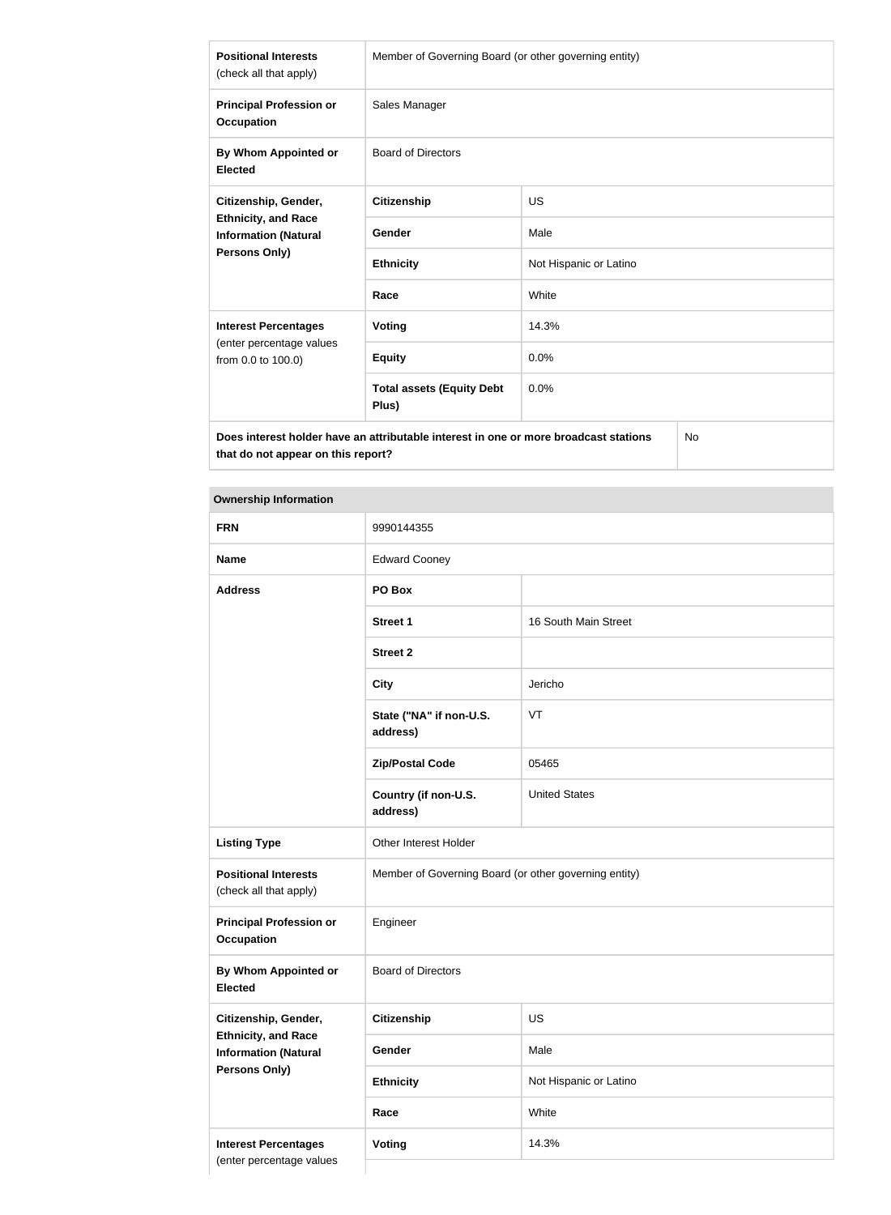| | | |
|---|---|---|
| **Positional Interests** (check all that apply) | Member of Governing Board (or other governing entity) | |
| **Principal Profession or Occupation** | Sales Manager | |
| **By Whom Appointed or Elected** | Board of Directors | |
| **Citizenship, Gender, Ethnicity, and Race Information (Natural Persons Only)** | **Citizenship** | US |
| | **Gender** | Male |
| | **Ethnicity** | Not Hispanic or Latino |
| | **Race** | White |
| **Interest Percentages** (enter percentage values from 0.0 to 100.0) | **Voting** | 14.3% |
| | **Equity** | 0.0% |
| | **Total assets (Equity Debt Plus)** | 0.0% |
| **Does interest holder have an attributable interest in one or more broadcast stations that do not appear on this report?** | | No |

| **Ownership Information** | | |
|---|---|---|
| **FRN** | 9990144355 | |
| **Name** | Edward Cooney | |
| **Address** | **PO Box** | |
| | **Street 1** | 16 South Main Street |
| | **Street 2** | |
| | **City** | Jericho |
| | **State ("NA" if non-U.S. address)** | VT |
| | **Zip/Postal Code** | 05465 |
| | **Country (if non-U.S. address)** | United States |
| **Listing Type** | Other Interest Holder | |
| **Positional Interests** (check all that apply) | Member of Governing Board (or other governing entity) | |
| **Principal Profession or Occupation** | Engineer | |
| **By Whom Appointed or Elected** | Board of Directors | |
| **Citizenship, Gender, Ethnicity, and Race Information (Natural Persons Only)** | **Citizenship** | US |
| | **Gender** | Male |
| | **Ethnicity** | Not Hispanic or Latino |
| | **Race** | White |
| **Interest Percentages** (enter percentage values | **Voting** | 14.3% |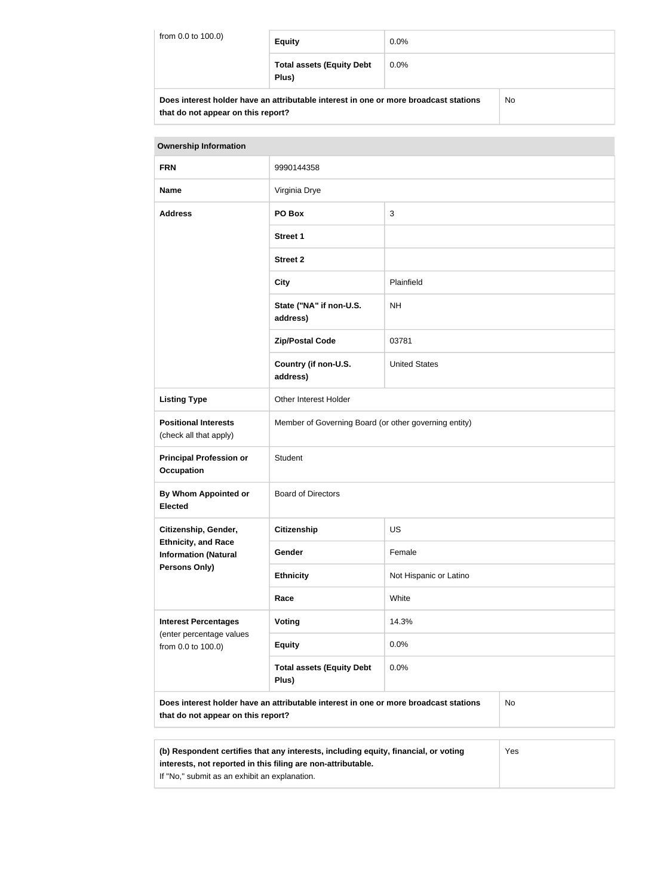| from 0.0 to 100.0) | Equity | 0.0% |
|---|---|---|
| | Total assets (Equity Debt Plus) | 0.0% |
| Does interest holder have an attributable interest in one or more broadcast stations that do not appear on this report? | | No |

| Ownership Information | | |
|---|---|---|
| FRN | 9990144358 | |
| Name | Virginia Drye | |
| Address | PO Box | 3 |
| | Street 1 | |
| | Street 2 | |
| | City | Plainfield |
| | State ("NA" if non-U.S. address) | NH |
| | Zip/Postal Code | 03781 |
| | Country (if non-U.S. address) | United States |
| Listing Type | Other Interest Holder | |
| Positional Interests (check all that apply) | Member of Governing Board (or other governing entity) | |
| Principal Profession or Occupation | Student | |
| By Whom Appointed or Elected | Board of Directors | |
| Citizenship, Gender, Ethnicity, and Race Information (Natural Persons Only) | Citizenship | US |
| | Gender | Female |
| | Ethnicity | Not Hispanic or Latino |
| | Race | White |
| Interest Percentages (enter percentage values from 0.0 to 100.0) | Voting | 14.3% |
| | Equity | 0.0% |
| | Total assets (Equity Debt Plus) | 0.0% |
| Does interest holder have an attributable interest in one or more broadcast stations that do not appear on this report? | | No |

| (b) Respondent certifies that any interests, including equity, financial, or voting interests, not reported in this filing are non-attributable. If "No," submit as an exhibit an explanation. | Yes |
|---|---|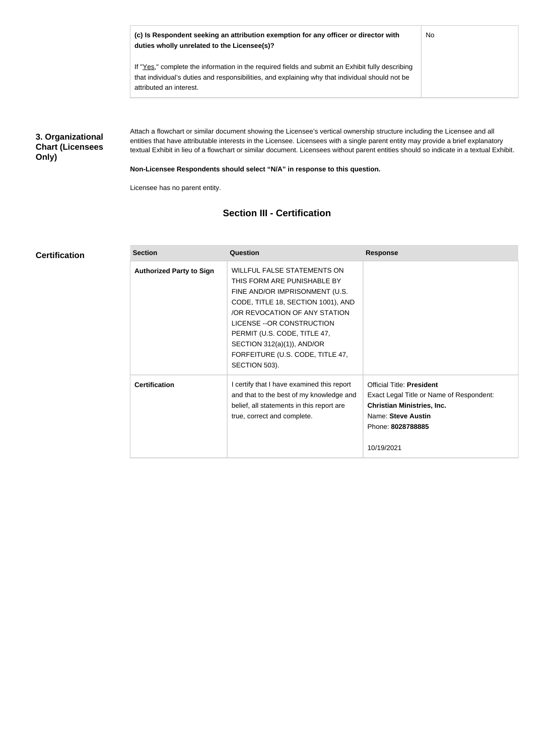| | |
|---|---|
| **(c) Is Respondent seeking an attribution exemption for any officer or director with duties wholly unrelated to the Licensee(s)?**<br><br>If "Yes," complete the information in the required fields and submit an Exhibit fully describing that individual's duties and responsibilities, and explaining why that individual should not be attributed an interest. | No |

**3. Organizational Chart (Licensees Only)**

Attach a flowchart or similar document showing the Licensee's vertical ownership structure including the Licensee and all entities that have attributable interests in the Licensee. Licensees with a single parent entity may provide a brief explanatory textual Exhibit in lieu of a flowchart or similar document. Licensees without parent entities should so indicate in a textual Exhibit.

**Non-Licensee Respondents should select "N/A" in response to this question.**

Licensee has no parent entity.

## Section III - Certification

**Certification**

| Section | Question | Response |
|---|---|---|
| **Authorized Party to Sign** | WILLFUL FALSE STATEMENTS ON THIS FORM ARE PUNISHABLE BY FINE AND/OR IMPRISONMENT (U.S. CODE, TITLE 18, SECTION 1001), AND /OR REVOCATION OF ANY STATION LICENSE --OR CONSTRUCTION PERMIT (U.S. CODE, TITLE 47, SECTION 312(a)(1)), AND/OR FORFEITURE (U.S. CODE, TITLE 47, SECTION 503). | |
| **Certification** | I certify that I have examined this report and that to the best of my knowledge and belief, all statements in this report are true, correct and complete. | Official Title: **President**<br>Exact Legal Title or Name of Respondent: **Christian Ministries, Inc.**<br>Name: **Steve Austin**<br>Phone: **8028788885**<br><br>10/19/2021 |